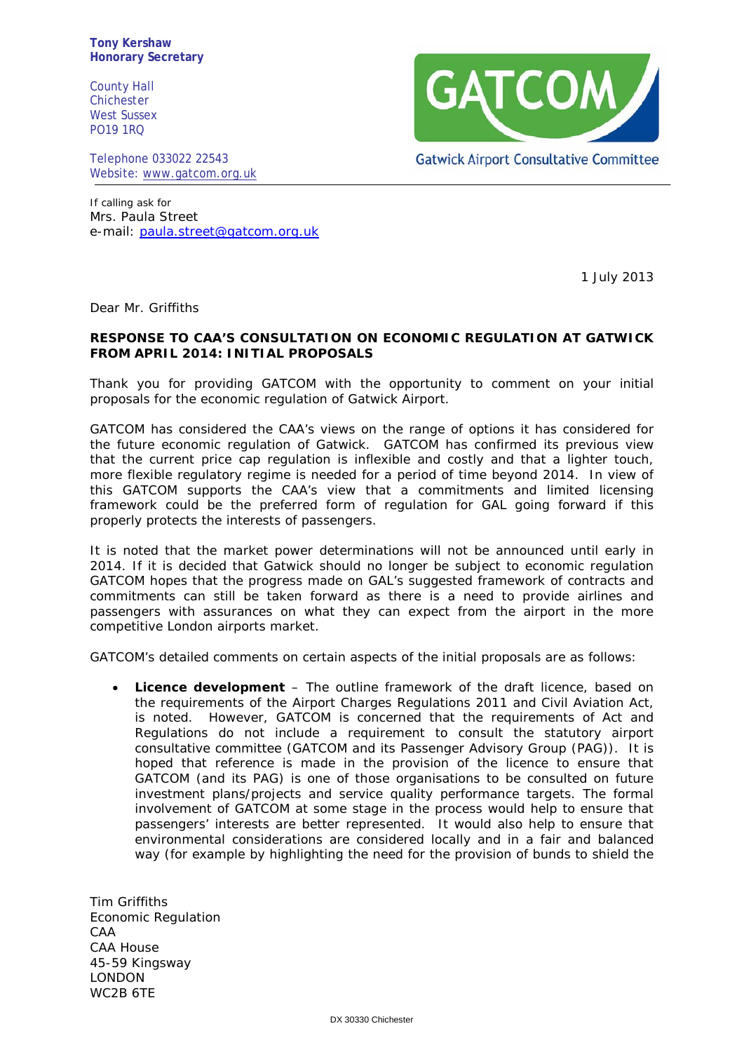**Tony Kershaw**
**Honorary Secretary**

County Hall
Chichester
West Sussex
PO19 1RQ

Telephone 033022 22543
Website: www.gatcom.org.uk

GATCOM
Gatwick Airport Consultative Committee

If calling ask for
Mrs. Paula Street
e-mail: paula.street@gatcom.org.uk

1 July 2013

Dear Mr. Griffiths

**RESPONSE TO CAA'S CONSULTATION ON ECONOMIC REGULATION AT GATWICK FROM APRIL 2014: INITIAL PROPOSALS**

Thank you for providing GATCOM with the opportunity to comment on your initial proposals for the economic regulation of Gatwick Airport.

GATCOM has considered the CAA's views on the range of options it has considered for the future economic regulation of Gatwick. GATCOM has confirmed its previous view that the current price cap regulation is inflexible and costly and that a lighter touch, more flexible regulatory regime is needed for a period of time beyond 2014. In view of this GATCOM supports the CAA's view that a commitments and limited licensing framework could be the preferred form of regulation for GAL going forward if this properly protects the interests of passengers.

It is noted that the market power determinations will not be announced until early in 2014. If it is decided that Gatwick should no longer be subject to economic regulation GATCOM hopes that the progress made on GAL's suggested framework of contracts and commitments can still be taken forward as there is a need to provide airlines and passengers with assurances on what they can expect from the airport in the more competitive London airports market.

GATCOM's detailed comments on certain aspects of the initial proposals are as follows:

- **Licence development** – The outline framework of the draft licence, based on the requirements of the Airport Charges Regulations 2011 and Civil Aviation Act, is noted. However, GATCOM is concerned that the requirements of Act and Regulations do not include a requirement to consult the statutory airport consultative committee (GATCOM and its Passenger Advisory Group (PAG)). It is hoped that reference is made in the provision of the licence to ensure that GATCOM (and its PAG) is one of those organisations to be consulted on future investment plans/projects and service quality performance targets. The formal involvement of GATCOM at some stage in the process would help to ensure that passengers' interests are better represented. It would also help to ensure that environmental considerations are considered locally and in a fair and balanced way (for example by highlighting the need for the provision of bunds to shield the

Tim Griffiths
Economic Regulation
CAA
CAA House
45-59 Kingsway
LONDON
WC2B 6TE

DX 30330 Chichester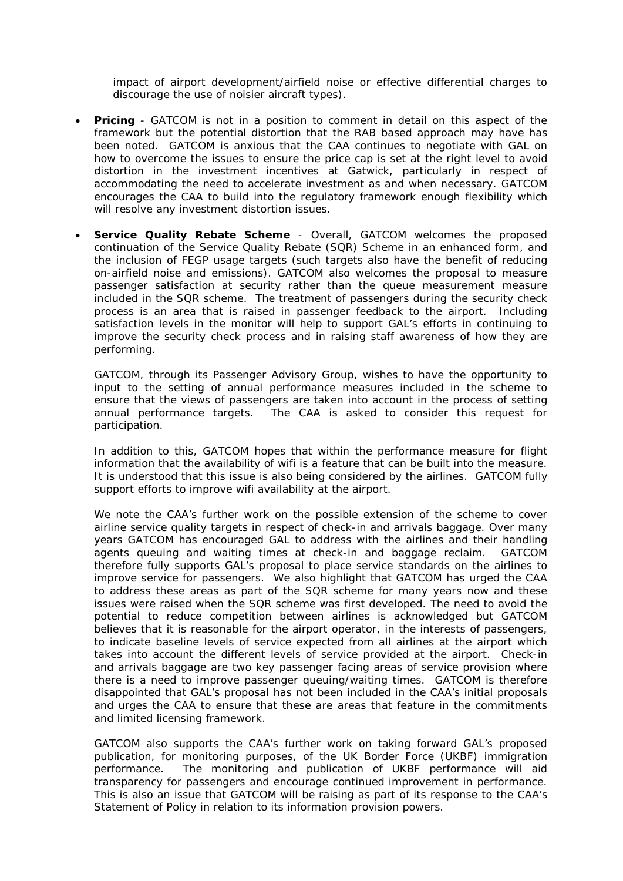impact of airport development/airfield noise or effective differential charges to discourage the use of noisier aircraft types).

- **Pricing** - GATCOM is not in a position to comment in detail on this aspect of the framework but the potential distortion that the RAB based approach may have has been noted. GATCOM is anxious that the CAA continues to negotiate with GAL on how to overcome the issues to ensure the price cap is set at the right level to avoid distortion in the investment incentives at Gatwick, particularly in respect of accommodating the need to accelerate investment as and when necessary. GATCOM encourages the CAA to build into the regulatory framework enough flexibility which will resolve any investment distortion issues.

- **Service Quality Rebate Scheme** - Overall, GATCOM welcomes the proposed continuation of the Service Quality Rebate (SQR) Scheme in an enhanced form, and the inclusion of FEGP usage targets (such targets also have the benefit of reducing on-airfield noise and emissions). GATCOM also welcomes the proposal to measure passenger satisfaction at security rather than the queue measurement measure included in the SQR scheme. The treatment of passengers during the security check process is an area that is raised in passenger feedback to the airport. Including satisfaction levels in the monitor will help to support GAL's efforts in continuing to improve the security check process and in raising staff awareness of how they are performing.

  GATCOM, through its Passenger Advisory Group, wishes to have the opportunity to input to the setting of annual performance measures included in the scheme to ensure that the views of passengers are taken into account in the process of setting annual performance targets. The CAA is asked to consider this request for participation.

  In addition to this, GATCOM hopes that within the performance measure for flight information that the availability of wifi is a feature that can be built into the measure. It is understood that this issue is also being considered by the airlines. GATCOM fully support efforts to improve wifi availability at the airport.

  We note the CAA's further work on the possible extension of the scheme to cover airline service quality targets in respect of check-in and arrivals baggage. Over many years GATCOM has encouraged GAL to address with the airlines and their handling agents queuing and waiting times at check-in and baggage reclaim. GATCOM therefore fully supports GAL's proposal to place service standards on the airlines to improve service for passengers. We also highlight that GATCOM has urged the CAA to address these areas as part of the SQR scheme for many years now and these issues were raised when the SQR scheme was first developed. The need to avoid the potential to reduce competition between airlines is acknowledged but GATCOM believes that it is reasonable for the airport operator, in the interests of passengers, to indicate baseline levels of service expected from all airlines at the airport which takes into account the different levels of service provided at the airport. Check-in and arrivals baggage are two key passenger facing areas of service provision where there is a need to improve passenger queuing/waiting times. GATCOM is therefore disappointed that GAL's proposal has not been included in the CAA's initial proposals and urges the CAA to ensure that these are areas that feature in the commitments and limited licensing framework.

  GATCOM also supports the CAA's further work on taking forward GAL's proposed publication, for monitoring purposes, of the UK Border Force (UKBF) immigration performance. The monitoring and publication of UKBF performance will aid transparency for passengers and encourage continued improvement in performance. This is also an issue that GATCOM will be raising as part of its response to the CAA's Statement of Policy in relation to its information provision powers.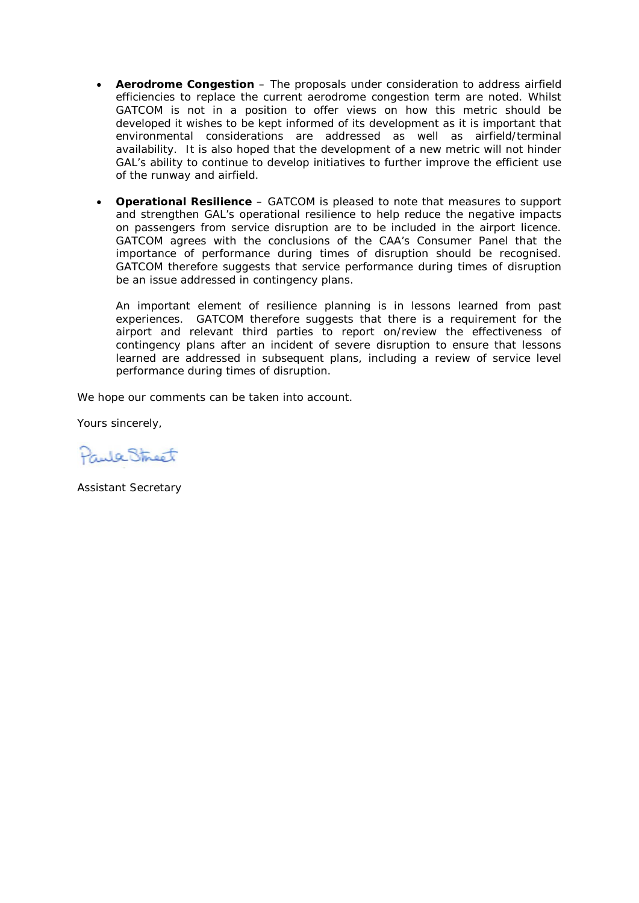- **Aerodrome Congestion** – The proposals under consideration to address airfield efficiencies to replace the current aerodrome congestion term are noted. Whilst GATCOM is not in a position to offer views on how this metric should be developed it wishes to be kept informed of its development as it is important that environmental considerations are addressed as well as airfield/terminal availability. It is also hoped that the development of a new metric will not hinder GAL's ability to continue to develop initiatives to further improve the efficient use of the runway and airfield.

- **Operational Resilience** – GATCOM is pleased to note that measures to support and strengthen GAL's operational resilience to help reduce the negative impacts on passengers from service disruption are to be included in the airport licence. GATCOM agrees with the conclusions of the CAA's Consumer Panel that the importance of performance during times of disruption should be recognised. GATCOM therefore suggests that service performance during times of disruption be an issue addressed in contingency plans.

  An important element of resilience planning is in lessons learned from past experiences. GATCOM therefore suggests that there is a requirement for the airport and relevant third parties to report on/review the effectiveness of contingency plans after an incident of severe disruption to ensure that lessons learned are addressed in subsequent plans, including a review of service level performance during times of disruption.

We hope our comments can be taken into account.

Yours sincerely,

Paula Street

Assistant Secretary